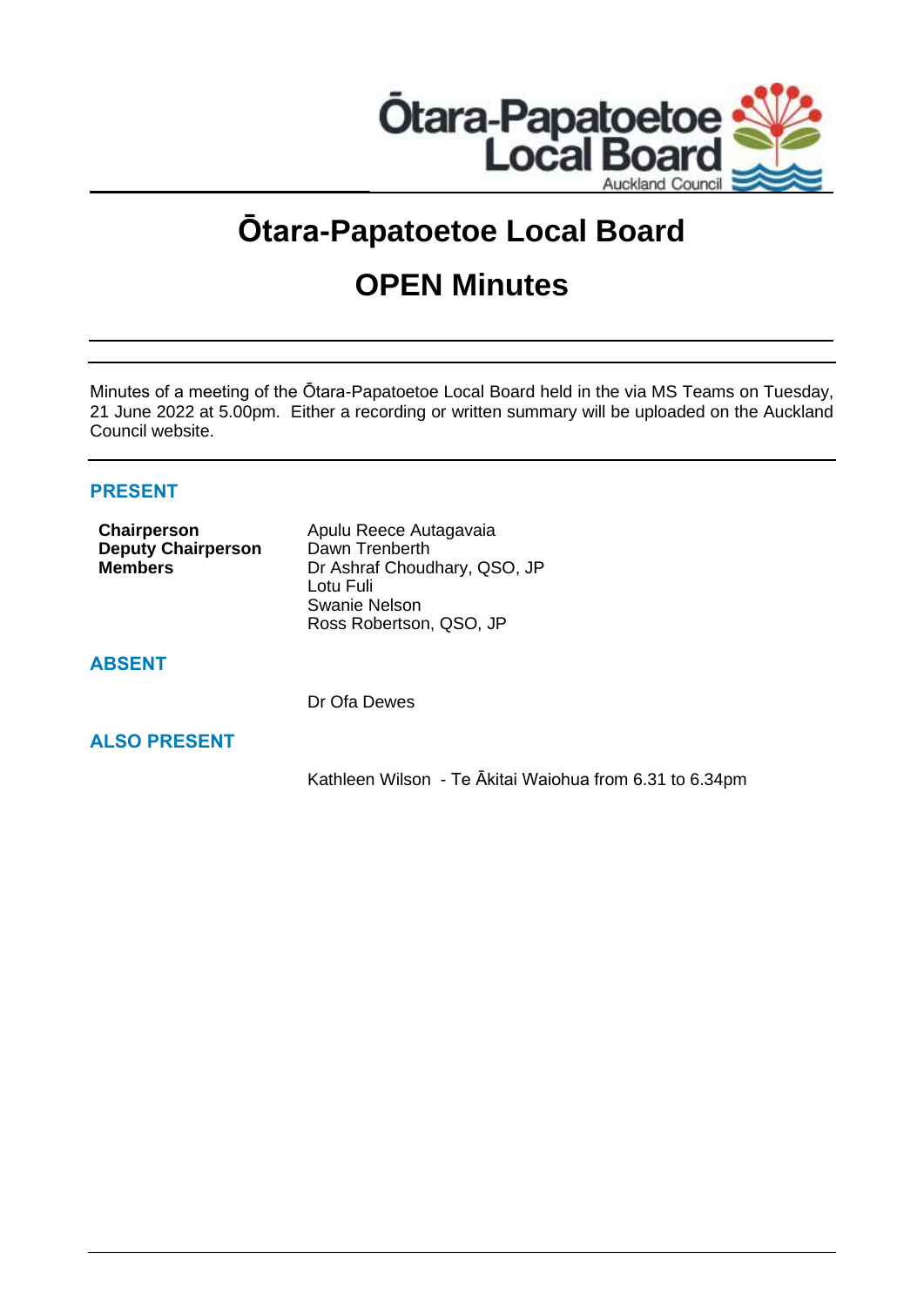# Ōtara-Papatoetoe Local Board

# OPEN Minutes

Minutes of a meeting of the Ōtara-Papatoetoe Local Board held in the via MS Teams on Tuesday, 21 June 2022 at 5.00pm. Either a recording or written summary will be uploaded on the Auckland Council website.

## PRESENT

| | |
|---|---|
| **Chairperson** | Apulu Reece Autagavaia |
| **Deputy Chairperson** | Dawn Trenberth |
| **Members** | Dr Ashraf Choudhary, QSO, JP |
| | Lotu Fuli |
| | Swanie Nelson |
| | Ross Robertson, QSO, JP |

## ABSENT

Dr Ofa Dewes

## ALSO PRESENT

Kathleen Wilson - Te Ākitai Waiohua from 6.31 to 6.34pm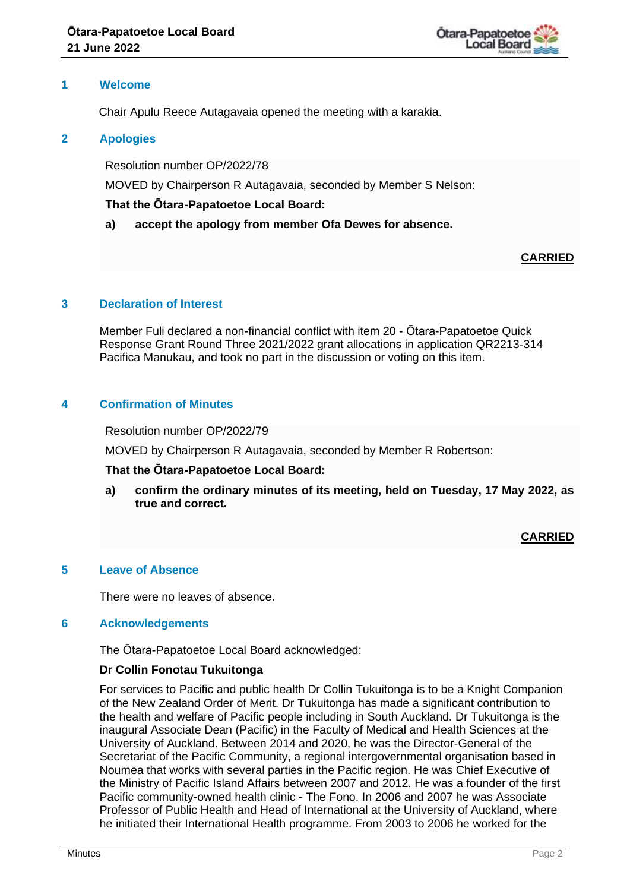## 1 Welcome

Chair Apulu Reece Autagavaia opened the meeting with a karakia.

## 2 Apologies

Resolution number OP/2022/78

MOVED by Chairperson R Autagavaia, seconded by Member S Nelson:

**That the Ōtara-Papatoetoe Local Board:**

**a) accept the apology from member Ofa Dewes for absence.**

**CARRIED**

## 3 Declaration of Interest

Member Fuli declared a non-financial conflict with item 20 - Ōtara-Papatoetoe Quick Response Grant Round Three 2021/2022 grant allocations in application QR2213-314 Pacifica Manukau, and took no part in the discussion or voting on this item.

## 4 Confirmation of Minutes

Resolution number OP/2022/79

MOVED by Chairperson R Autagavaia, seconded by Member R Robertson:

**That the Ōtara-Papatoetoe Local Board:**

**a) confirm the ordinary minutes of its meeting, held on Tuesday, 17 May 2022, as true and correct.**

**CARRIED**

## 5 Leave of Absence

There were no leaves of absence.

## 6 Acknowledgements

The Ōtara-Papatoetoe Local Board acknowledged:

**Dr Collin Fonotau Tukuitonga**

For services to Pacific and public health Dr Collin Tukuitonga is to be a Knight Companion of the New Zealand Order of Merit. Dr Tukuitonga has made a significant contribution to the health and welfare of Pacific people including in South Auckland. Dr Tukuitonga is the inaugural Associate Dean (Pacific) in the Faculty of Medical and Health Sciences at the University of Auckland. Between 2014 and 2020, he was the Director-General of the Secretariat of the Pacific Community, a regional intergovernmental organisation based in Noumea that works with several parties in the Pacific region. He was Chief Executive of the Ministry of Pacific Island Affairs between 2007 and 2012. He was a founder of the first Pacific community-owned health clinic - The Fono. In 2006 and 2007 he was Associate Professor of Public Health and Head of International at the University of Auckland, where he initiated their International Health programme. From 2003 to 2006 he worked for the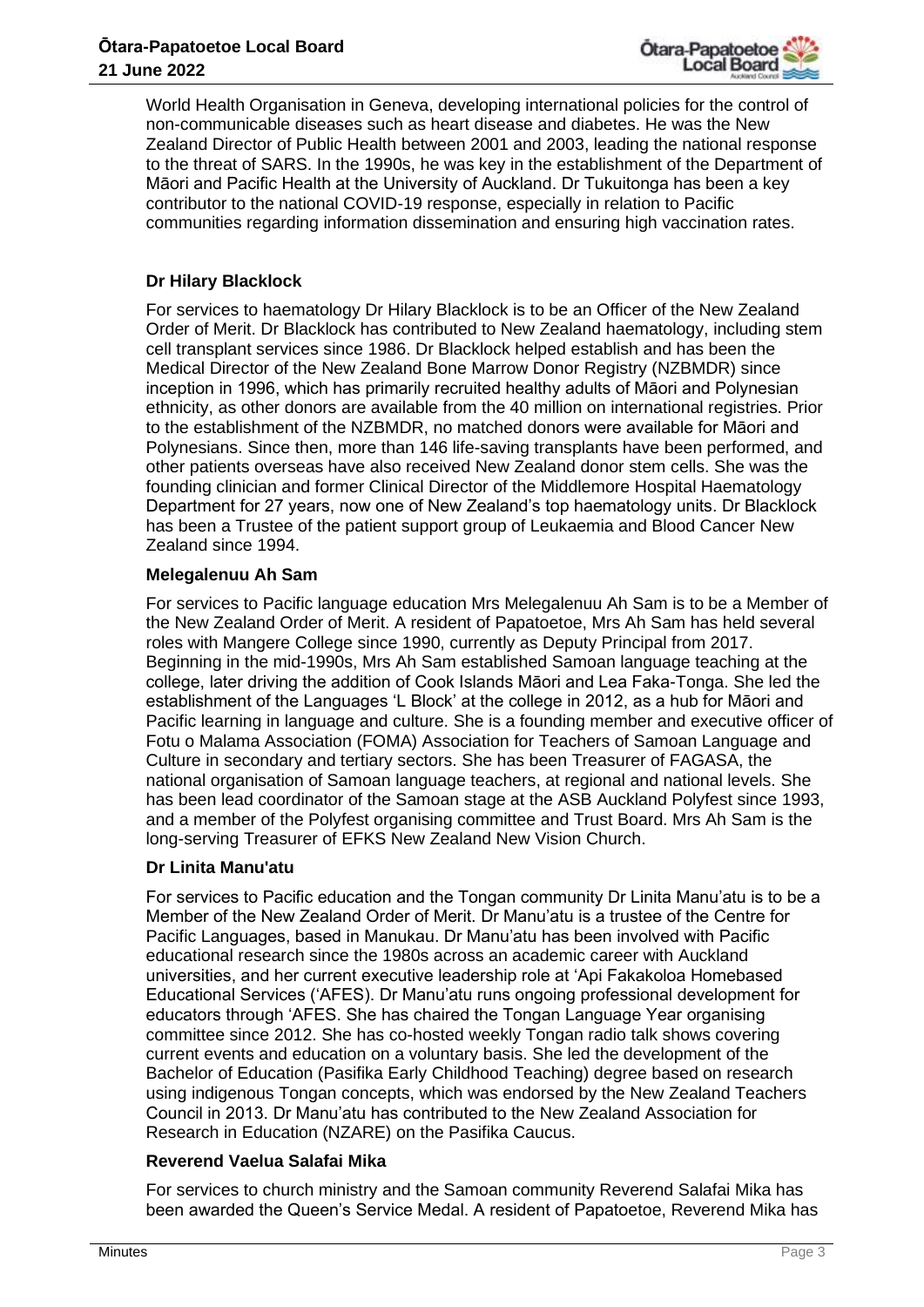World Health Organisation in Geneva, developing international policies for the control of non-communicable diseases such as heart disease and diabetes. He was the New Zealand Director of Public Health between 2001 and 2003, leading the national response to the threat of SARS. In the 1990s, he was key in the establishment of the Department of Māori and Pacific Health at the University of Auckland. Dr Tukuitonga has been a key contributor to the national COVID-19 response, especially in relation to Pacific communities regarding information dissemination and ensuring high vaccination rates.

**Dr Hilary Blacklock**

For services to haematology Dr Hilary Blacklock is to be an Officer of the New Zealand Order of Merit. Dr Blacklock has contributed to New Zealand haematology, including stem cell transplant services since 1986. Dr Blacklock helped establish and has been the Medical Director of the New Zealand Bone Marrow Donor Registry (NZBMDR) since inception in 1996, which has primarily recruited healthy adults of Māori and Polynesian ethnicity, as other donors are available from the 40 million on international registries. Prior to the establishment of the NZBMDR, no matched donors were available for Māori and Polynesians. Since then, more than 146 life-saving transplants have been performed, and other patients overseas have also received New Zealand donor stem cells. She was the founding clinician and former Clinical Director of the Middlemore Hospital Haematology Department for 27 years, now one of New Zealand's top haematology units. Dr Blacklock has been a Trustee of the patient support group of Leukaemia and Blood Cancer New Zealand since 1994.

**Melegalenuu Ah Sam**

For services to Pacific language education Mrs Melegalenuu Ah Sam is to be a Member of the New Zealand Order of Merit. A resident of Papatoetoe, Mrs Ah Sam has held several roles with Mangere College since 1990, currently as Deputy Principal from 2017. Beginning in the mid-1990s, Mrs Ah Sam established Samoan language teaching at the college, later driving the addition of Cook Islands Māori and Lea Faka-Tonga. She led the establishment of the Languages 'L Block' at the college in 2012, as a hub for Māori and Pacific learning in language and culture. She is a founding member and executive officer of Fotu o Malama Association (FOMA) Association for Teachers of Samoan Language and Culture in secondary and tertiary sectors. She has been Treasurer of FAGASA, the national organisation of Samoan language teachers, at regional and national levels. She has been lead coordinator of the Samoan stage at the ASB Auckland Polyfest since 1993, and a member of the Polyfest organising committee and Trust Board. Mrs Ah Sam is the long-serving Treasurer of EFKS New Zealand New Vision Church.

**Dr Linita Manu'atu**

For services to Pacific education and the Tongan community Dr Linita Manu'atu is to be a Member of the New Zealand Order of Merit. Dr Manu'atu is a trustee of the Centre for Pacific Languages, based in Manukau. Dr Manu'atu has been involved with Pacific educational research since the 1980s across an academic career with Auckland universities, and her current executive leadership role at 'Api Fakakoloa Homebased Educational Services ('AFES). Dr Manu'atu runs ongoing professional development for educators through 'AFES. She has chaired the Tongan Language Year organising committee since 2012. She has co-hosted weekly Tongan radio talk shows covering current events and education on a voluntary basis. She led the development of the Bachelor of Education (Pasifika Early Childhood Teaching) degree based on research using indigenous Tongan concepts, which was endorsed by the New Zealand Teachers Council in 2013. Dr Manu'atu has contributed to the New Zealand Association for Research in Education (NZARE) on the Pasifika Caucus.

**Reverend Vaelua Salafai Mika**

For services to church ministry and the Samoan community Reverend Salafai Mika has been awarded the Queen's Service Medal. A resident of Papatoetoe, Reverend Mika has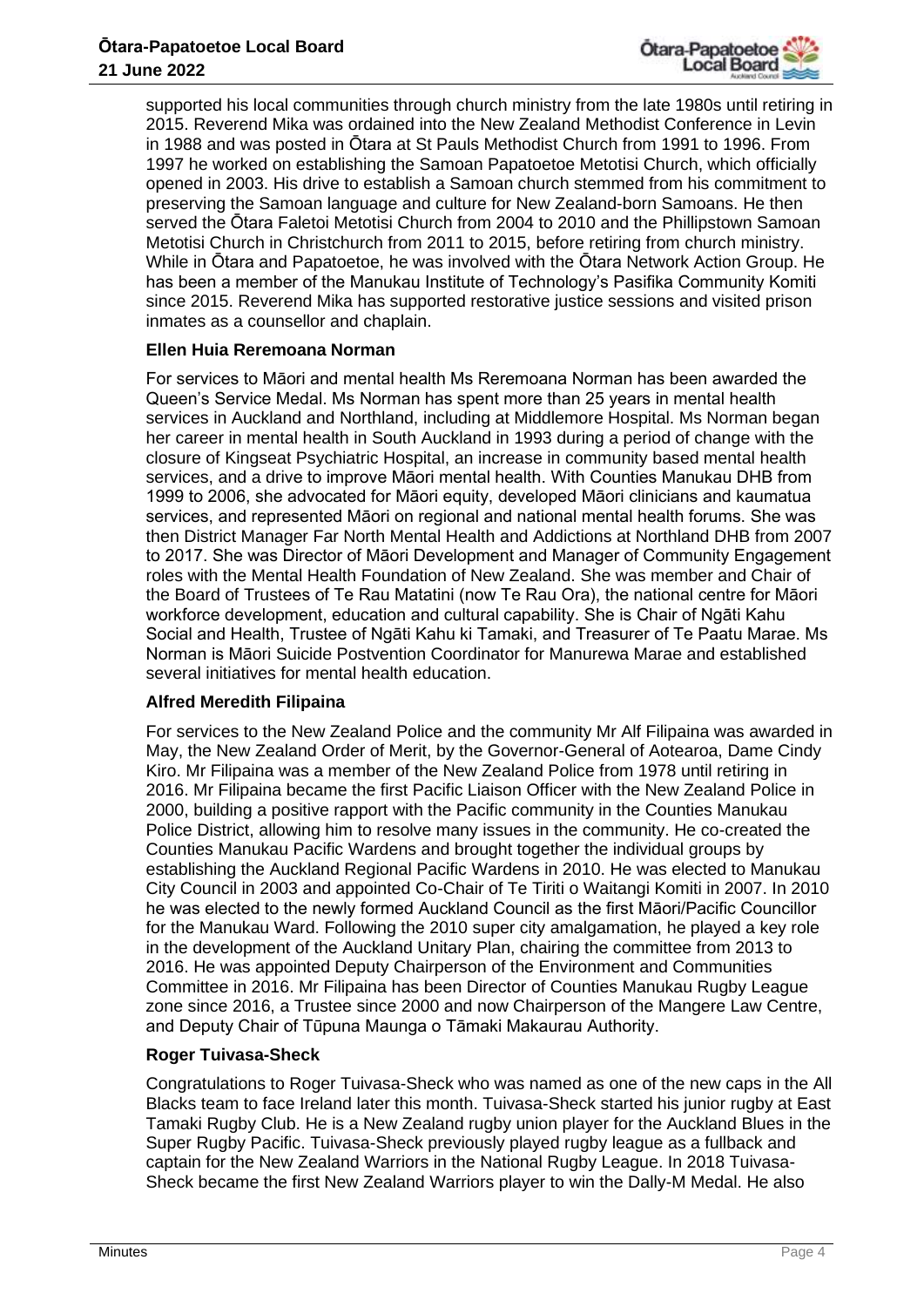supported his local communities through church ministry from the late 1980s until retiring in 2015. Reverend Mika was ordained into the New Zealand Methodist Conference in Levin in 1988 and was posted in Ōtara at St Pauls Methodist Church from 1991 to 1996. From 1997 he worked on establishing the Samoan Papatoetoe Metotisi Church, which officially opened in 2003. His drive to establish a Samoan church stemmed from his commitment to preserving the Samoan language and culture for New Zealand-born Samoans. He then served the Ōtara Faletoi Metotisi Church from 2004 to 2010 and the Phillipstown Samoan Metotisi Church in Christchurch from 2011 to 2015, before retiring from church ministry. While in Ōtara and Papatoetoe, he was involved with the Ōtara Network Action Group. He has been a member of the Manukau Institute of Technology's Pasifika Community Komiti since 2015. Reverend Mika has supported restorative justice sessions and visited prison inmates as a counsellor and chaplain.

**Ellen Huia Reremoana Norman**

For services to Māori and mental health Ms Reremoana Norman has been awarded the Queen's Service Medal. Ms Norman has spent more than 25 years in mental health services in Auckland and Northland, including at Middlemore Hospital. Ms Norman began her career in mental health in South Auckland in 1993 during a period of change with the closure of Kingseat Psychiatric Hospital, an increase in community based mental health services, and a drive to improve Māori mental health. With Counties Manukau DHB from 1999 to 2006, she advocated for Māori equity, developed Māori clinicians and kaumatua services, and represented Māori on regional and national mental health forums. She was then District Manager Far North Mental Health and Addictions at Northland DHB from 2007 to 2017. She was Director of Māori Development and Manager of Community Engagement roles with the Mental Health Foundation of New Zealand. She was member and Chair of the Board of Trustees of Te Rau Matatini (now Te Rau Ora), the national centre for Māori workforce development, education and cultural capability. She is Chair of Ngāti Kahu Social and Health, Trustee of Ngāti Kahu ki Tamaki, and Treasurer of Te Paatu Marae. Ms Norman is Māori Suicide Postvention Coordinator for Manurewa Marae and established several initiatives for mental health education.

**Alfred Meredith Filipaina**

For services to the New Zealand Police and the community Mr Alf Filipaina was awarded in May, the New Zealand Order of Merit, by the Governor-General of Aotearoa, Dame Cindy Kiro. Mr Filipaina was a member of the New Zealand Police from 1978 until retiring in 2016. Mr Filipaina became the first Pacific Liaison Officer with the New Zealand Police in 2000, building a positive rapport with the Pacific community in the Counties Manukau Police District, allowing him to resolve many issues in the community. He co-created the Counties Manukau Pacific Wardens and brought together the individual groups by establishing the Auckland Regional Pacific Wardens in 2010. He was elected to Manukau City Council in 2003 and appointed Co-Chair of Te Tiriti o Waitangi Komiti in 2007. In 2010 he was elected to the newly formed Auckland Council as the first Māori/Pacific Councillor for the Manukau Ward. Following the 2010 super city amalgamation, he played a key role in the development of the Auckland Unitary Plan, chairing the committee from 2013 to 2016. He was appointed Deputy Chairperson of the Environment and Communities Committee in 2016. Mr Filipaina has been Director of Counties Manukau Rugby League zone since 2016, a Trustee since 2000 and now Chairperson of the Mangere Law Centre, and Deputy Chair of Tūpuna Maunga o Tāmaki Makaurau Authority.

**Roger Tuivasa-Sheck**

Congratulations to Roger Tuivasa-Sheck who was named as one of the new caps in the All Blacks team to face Ireland later this month. Tuivasa-Sheck started his junior rugby at East Tamaki Rugby Club. He is a New Zealand rugby union player for the Auckland Blues in the Super Rugby Pacific. Tuivasa-Sheck previously played rugby league as a fullback and captain for the New Zealand Warriors in the National Rugby League. In 2018 Tuivasa-Sheck became the first New Zealand Warriors player to win the Dally-M Medal. He also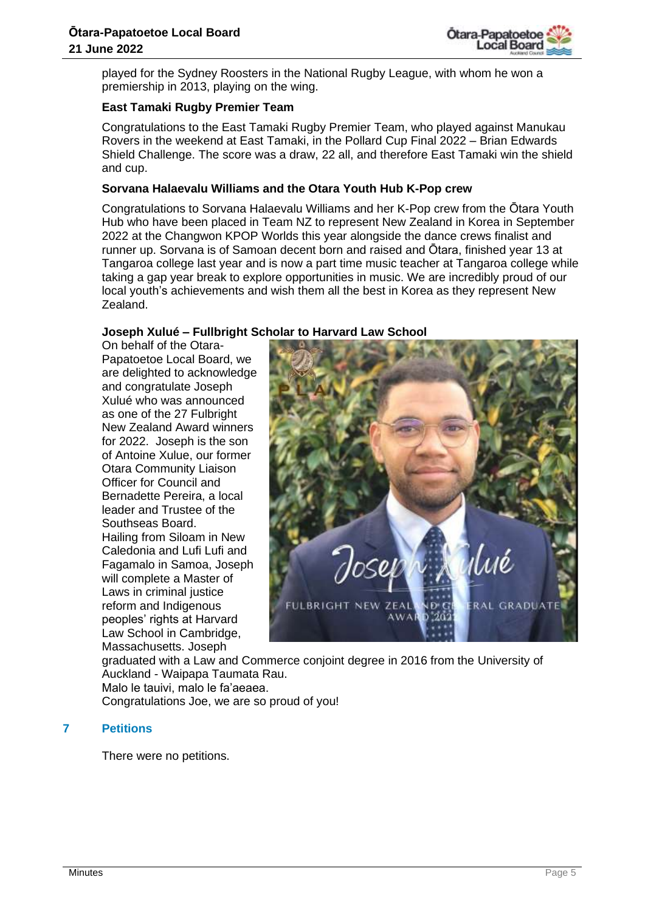played for the Sydney Roosters in the National Rugby League, with whom he won a premiership in 2013, playing on the wing.

**East Tamaki Rugby Premier Team**

Congratulations to the East Tamaki Rugby Premier Team, who played against Manukau Rovers in the weekend at East Tamaki, in the Pollard Cup Final 2022 – Brian Edwards Shield Challenge. The score was a draw, 22 all, and therefore East Tamaki win the shield and cup.

**Sorvana Halaevalu Williams and the Otara Youth Hub K-Pop crew**

Congratulations to Sorvana Halaevalu Williams and her K-Pop crew from the Ōtara Youth Hub who have been placed in Team NZ to represent New Zealand in Korea in September 2022 at the Changwon KPOP Worlds this year alongside the dance crews finalist and runner up. Sorvana is of Samoan decent born and raised and Ōtara, finished year 13 at Tangaroa college last year and is now a part time music teacher at Tangaroa college while taking a gap year break to explore opportunities in music. We are incredibly proud of our local youth's achievements and wish them all the best in Korea as they represent New Zealand.

**Joseph Xulué – Fullbright Scholar to Harvard Law School**

On behalf of the Otara-Papatoetoe Local Board, we are delighted to acknowledge and congratulate Joseph Xulué who was announced as one of the 27 Fulbright New Zealand Award winners for 2022. Joseph is the son of Antoine Xulue, our former Otara Community Liaison Officer for Council and Bernadette Pereira, a local leader and Trustee of the Southseas Board.

Hailing from Siloam in New Caledonia and Lufi Lufi and Fagamalo in Samoa, Joseph will complete a Master of Laws in criminal justice reform and Indigenous peoples' rights at Harvard Law School in Cambridge, Massachusetts. Joseph graduated with a Law and Commerce conjoint degree in 2016 from the University of Auckland - Waipapa Taumata Rau.

Malo le tauivi, malo le fa'aeaea.

Congratulations Joe, we are so proud of you!

## 7 Petitions

There were no petitions.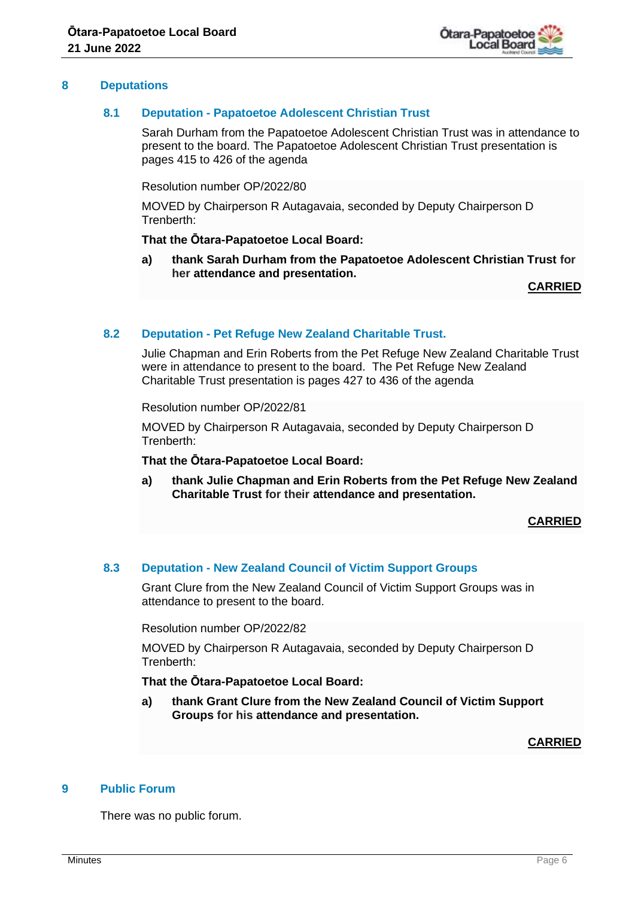## 8 Deputations

### 8.1 Deputation - Papatoetoe Adolescent Christian Trust

Sarah Durham from the Papatoetoe Adolescent Christian Trust was in attendance to present to the board. The Papatoetoe Adolescent Christian Trust presentation is pages 415 to 426 of the agenda

Resolution number OP/2022/80

MOVED by Chairperson R Autagavaia, seconded by Deputy Chairperson D Trenberth:

**That the Ōtara-Papatoetoe Local Board:**

**a) thank Sarah Durham from the Papatoetoe Adolescent Christian Trust for her attendance and presentation.**

**CARRIED**

### 8.2 Deputation - Pet Refuge New Zealand Charitable Trust.

Julie Chapman and Erin Roberts from the Pet Refuge New Zealand Charitable Trust were in attendance to present to the board. The Pet Refuge New Zealand Charitable Trust presentation is pages 427 to 436 of the agenda

Resolution number OP/2022/81

MOVED by Chairperson R Autagavaia, seconded by Deputy Chairperson D Trenberth:

**That the Ōtara-Papatoetoe Local Board:**

**a) thank Julie Chapman and Erin Roberts from the Pet Refuge New Zealand Charitable Trust for their attendance and presentation.**

**CARRIED**

### 8.3 Deputation - New Zealand Council of Victim Support Groups

Grant Clure from the New Zealand Council of Victim Support Groups was in attendance to present to the board.

Resolution number OP/2022/82

MOVED by Chairperson R Autagavaia, seconded by Deputy Chairperson D Trenberth:

**That the Ōtara-Papatoetoe Local Board:**

**a) thank Grant Clure from the New Zealand Council of Victim Support Groups for his attendance and presentation.**

**CARRIED**

## 9 Public Forum

There was no public forum.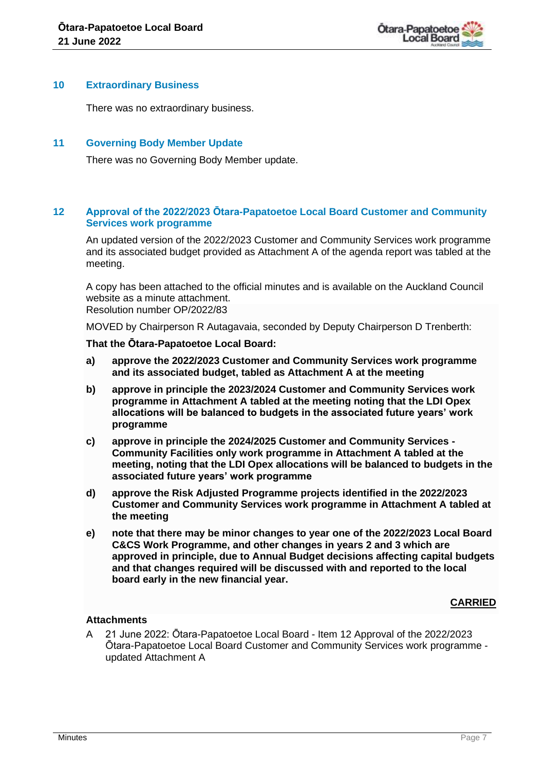## 10 Extraordinary Business

There was no extraordinary business.

## 11 Governing Body Member Update

There was no Governing Body Member update.

## 12 Approval of the 2022/2023 Ōtara-Papatoetoe Local Board Customer and Community Services work programme

An updated version of the 2022/2023 Customer and Community Services work programme and its associated budget provided as Attachment A of the agenda report was tabled at the meeting.

A copy has been attached to the official minutes and is available on the Auckland Council website as a minute attachment.
Resolution number OP/2022/83

MOVED by Chairperson R Autagavaia, seconded by Deputy Chairperson D Trenberth:

**That the Ōtara-Papatoetoe Local Board:**

**a) approve the 2022/2023 Customer and Community Services work programme and its associated budget, tabled as Attachment A at the meeting**

**b) approve in principle the 2023/2024 Customer and Community Services work programme in Attachment A tabled at the meeting noting that the LDI Opex allocations will be balanced to budgets in the associated future years' work programme**

**c) approve in principle the 2024/2025 Customer and Community Services - Community Facilities only work programme in Attachment A tabled at the meeting, noting that the LDI Opex allocations will be balanced to budgets in the associated future years' work programme**

**d) approve the Risk Adjusted Programme projects identified in the 2022/2023 Customer and Community Services work programme in Attachment A tabled at the meeting**

**e) note that there may be minor changes to year one of the 2022/2023 Local Board C&CS Work Programme, and other changes in years 2 and 3 which are approved in principle, due to Annual Budget decisions affecting capital budgets and that changes required will be discussed with and reported to the local board early in the new financial year.**

**CARRIED**

**Attachments**

A 21 June 2022: Ōtara-Papatoetoe Local Board - Item 12 Approval of the 2022/2023 Ōtara-Papatoetoe Local Board Customer and Community Services work programme - updated Attachment A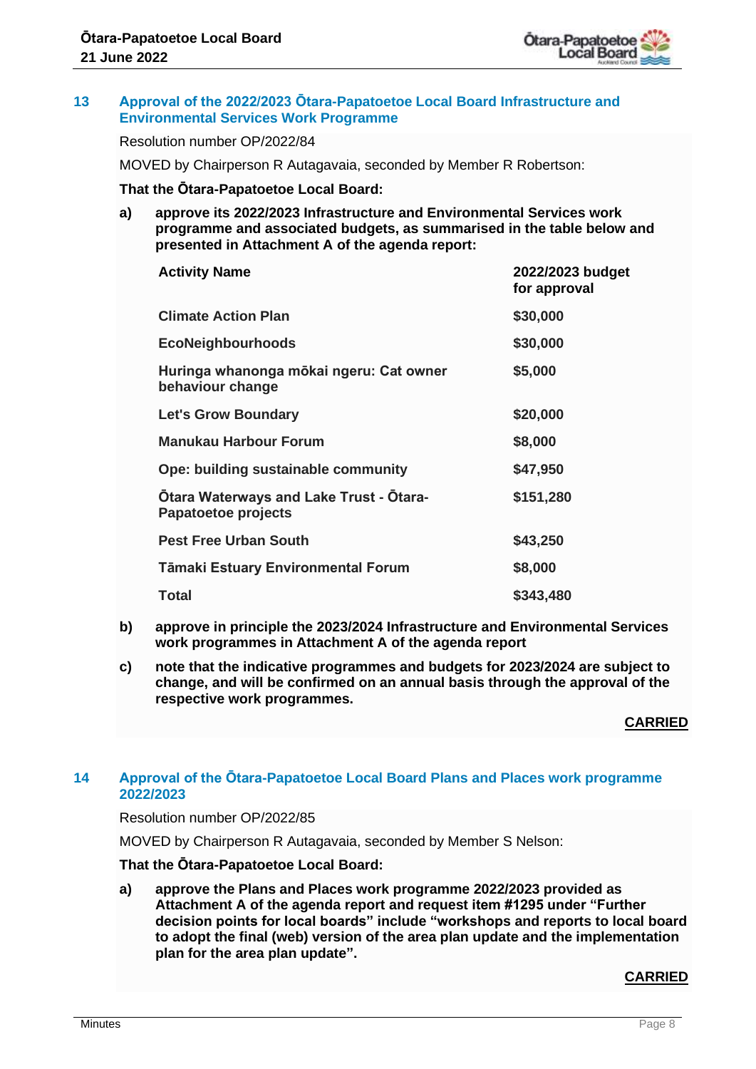## 13 Approval of the 2022/2023 Ōtara-Papatoetoe Local Board Infrastructure and Environmental Services Work Programme

Resolution number OP/2022/84

MOVED by Chairperson R Autagavaia, seconded by Member R Robertson:

**That the Ōtara-Papatoetoe Local Board:**

**a) approve its 2022/2023 Infrastructure and Environmental Services work programme and associated budgets, as summarised in the table below and presented in Attachment A of the agenda report:**

| Activity Name | 2022/2023 budget for approval |
|---|---|
| Climate Action Plan | $30,000 |
| EcoNeighbourhoods | $30,000 |
| Huringa whanonga mōkai ngeru: Cat owner behaviour change | $5,000 |
| Let's Grow Boundary | $20,000 |
| Manukau Harbour Forum | $8,000 |
| Ope: building sustainable community | $47,950 |
| Ōtara Waterways and Lake Trust - Ōtara-Papatoetoe projects | $151,280 |
| Pest Free Urban South | $43,250 |
| Tāmaki Estuary Environmental Forum | $8,000 |
| Total | $343,480 |

**b) approve in principle the 2023/2024 Infrastructure and Environmental Services work programmes in Attachment A of the agenda report**

**c) note that the indicative programmes and budgets for 2023/2024 are subject to change, and will be confirmed on an annual basis through the approval of the respective work programmes.**

**CARRIED**

## 14 Approval of the Ōtara-Papatoetoe Local Board Plans and Places work programme 2022/2023

Resolution number OP/2022/85

MOVED by Chairperson R Autagavaia, seconded by Member S Nelson:

**That the Ōtara-Papatoetoe Local Board:**

**a) approve the Plans and Places work programme 2022/2023 provided as Attachment A of the agenda report and request item #1295 under "Further decision points for local boards" include "workshops and reports to local board to adopt the final (web) version of the area plan update and the implementation plan for the area plan update".**

**CARRIED**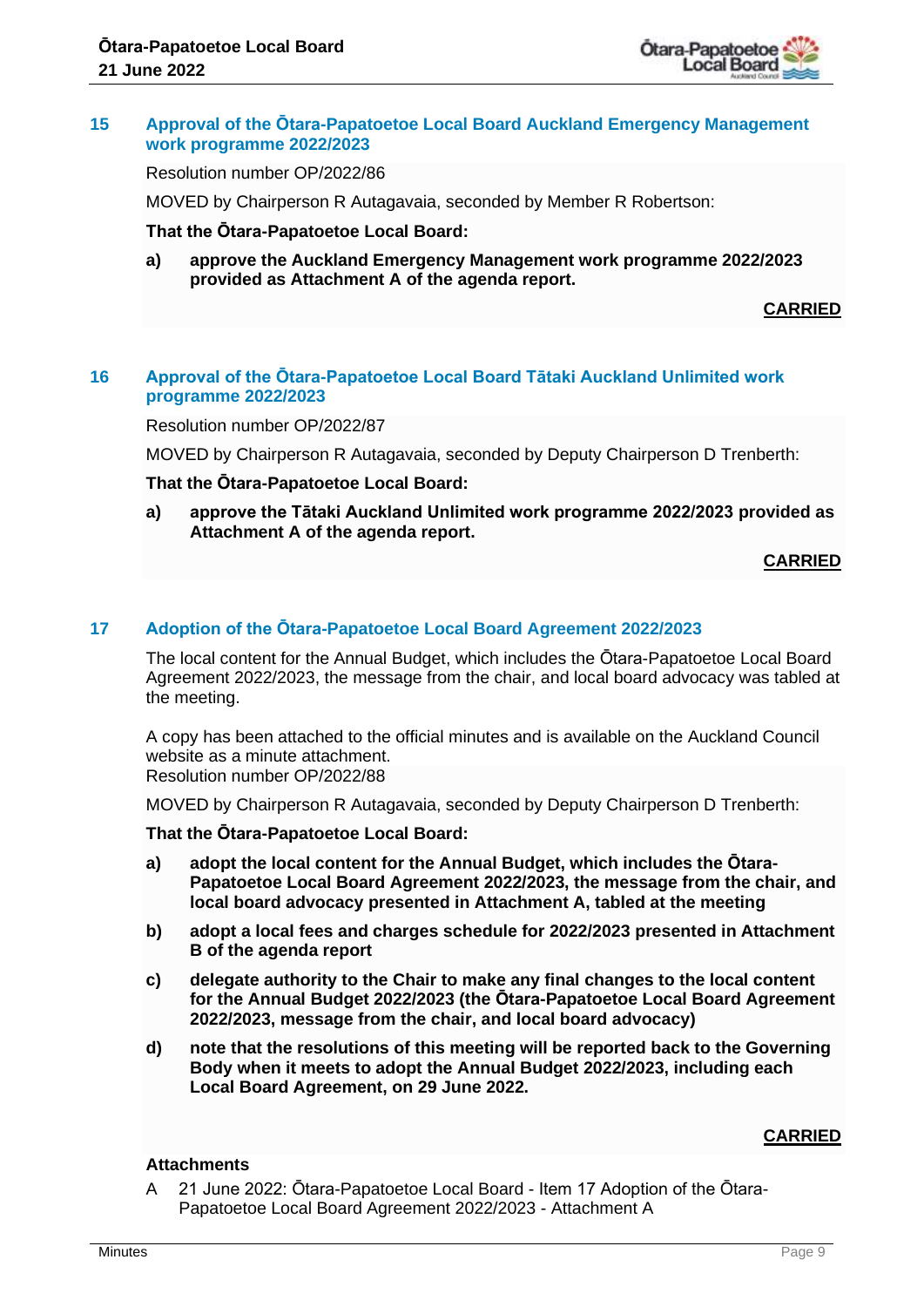## 15 Approval of the Ōtara-Papatoetoe Local Board Auckland Emergency Management work programme 2022/2023

Resolution number OP/2022/86

MOVED by Chairperson R Autagavaia, seconded by Member R Robertson:

**That the Ōtara-Papatoetoe Local Board:**

**a) approve the Auckland Emergency Management work programme 2022/2023 provided as Attachment A of the agenda report.**

**CARRIED**

## 16 Approval of the Ōtara-Papatoetoe Local Board Tātaki Auckland Unlimited work programme 2022/2023

Resolution number OP/2022/87

MOVED by Chairperson R Autagavaia, seconded by Deputy Chairperson D Trenberth:

**That the Ōtara-Papatoetoe Local Board:**

**a) approve the Tātaki Auckland Unlimited work programme 2022/2023 provided as Attachment A of the agenda report.**

**CARRIED**

## 17 Adoption of the Ōtara-Papatoetoe Local Board Agreement 2022/2023

The local content for the Annual Budget, which includes the Ōtara-Papatoetoe Local Board Agreement 2022/2023, the message from the chair, and local board advocacy was tabled at the meeting.

A copy has been attached to the official minutes and is available on the Auckland Council website as a minute attachment.
Resolution number OP/2022/88

MOVED by Chairperson R Autagavaia, seconded by Deputy Chairperson D Trenberth:

**That the Ōtara-Papatoetoe Local Board:**

**a) adopt the local content for the Annual Budget, which includes the Ōtara-Papatoetoe Local Board Agreement 2022/2023, the message from the chair, and local board advocacy presented in Attachment A, tabled at the meeting**

**b) adopt a local fees and charges schedule for 2022/2023 presented in Attachment B of the agenda report**

**c) delegate authority to the Chair to make any final changes to the local content for the Annual Budget 2022/2023 (the Ōtara-Papatoetoe Local Board Agreement 2022/2023, message from the chair, and local board advocacy)**

**d) note that the resolutions of this meeting will be reported back to the Governing Body when it meets to adopt the Annual Budget 2022/2023, including each Local Board Agreement, on 29 June 2022.**

**CARRIED**

**Attachments**

A 21 June 2022: Ōtara-Papatoetoe Local Board - Item 17 Adoption of the Ōtara-Papatoetoe Local Board Agreement 2022/2023 - Attachment A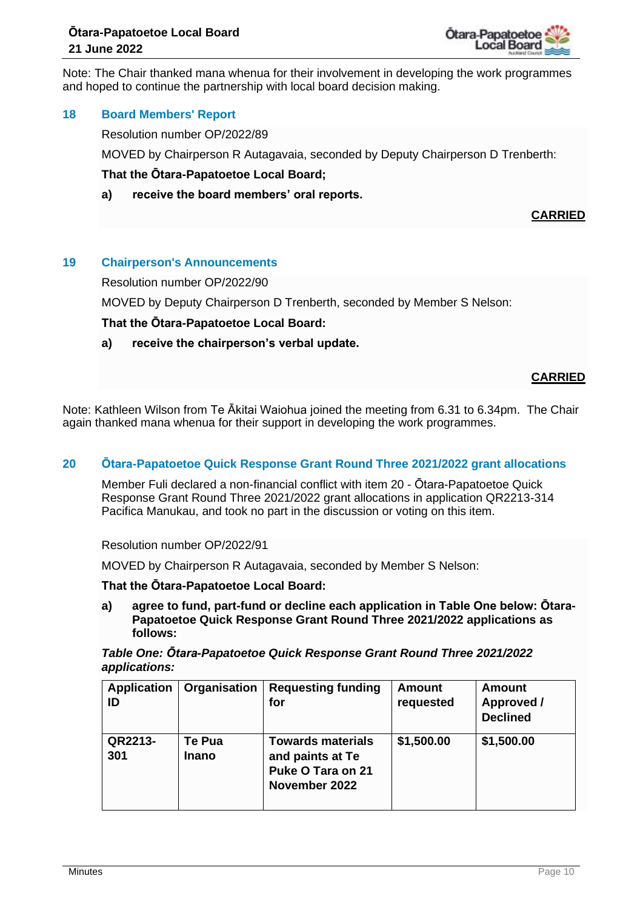Note: The Chair thanked mana whenua for their involvement in developing the work programmes and hoped to continue the partnership with local board decision making.

## 18 Board Members' Report

Resolution number OP/2022/89

MOVED by Chairperson R Autagavaia, seconded by Deputy Chairperson D Trenberth:

**That the Ōtara-Papatoetoe Local Board;**

**a) receive the board members' oral reports.**

**CARRIED**

## 19 Chairperson's Announcements

Resolution number OP/2022/90

MOVED by Deputy Chairperson D Trenberth, seconded by Member S Nelson:

**That the Ōtara-Papatoetoe Local Board:**

**a) receive the chairperson's verbal update.**

**CARRIED**

Note: Kathleen Wilson from Te Ākitai Waiohua joined the meeting from 6.31 to 6.34pm. The Chair again thanked mana whenua for their support in developing the work programmes.

## 20 Ōtara-Papatoetoe Quick Response Grant Round Three 2021/2022 grant allocations

Member Fuli declared a non-financial conflict with item 20 - Ōtara-Papatoetoe Quick Response Grant Round Three 2021/2022 grant allocations in application QR2213-314 Pacifica Manukau, and took no part in the discussion or voting on this item.

Resolution number OP/2022/91

MOVED by Chairperson R Autagavaia, seconded by Member S Nelson:

**That the Ōtara-Papatoetoe Local Board:**

**a) agree to fund, part-fund or decline each application in Table One below: Ōtara-Papatoetoe Quick Response Grant Round Three 2021/2022 applications as follows:**

***Table One: Ōtara-Papatoetoe Quick Response Grant Round Three 2021/2022 applications:***

| Application ID | Organisation | Requesting funding for | Amount requested | Amount Approved / Declined |
|---|---|---|---|---|
| **QR2213-301** | **Te Pua Inano** | **Towards materials and paints at Te Puke O Tara on 21 November 2022** | **$1,500.00** | **$1,500.00** |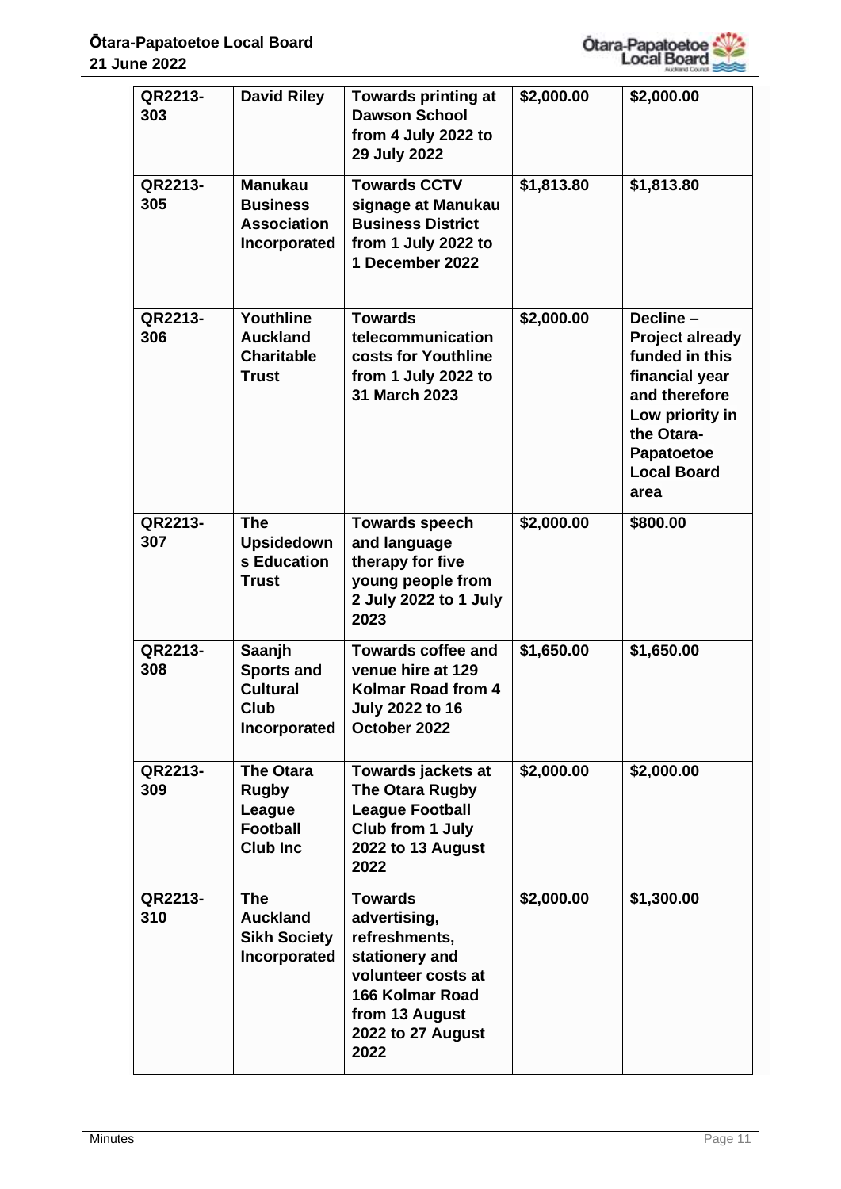| QR2213-303 | David Riley | Towards printing at Dawson School from 4 July 2022 to 29 July 2022 | $2,000.00 | $2,000.00 |
|---|---|---|---|---|
| QR2213-305 | Manukau Business Association Incorporated | Towards CCTV signage at Manukau Business District from 1 July 2022 to 1 December 2022 | $1,813.80 | $1,813.80 |
| QR2213-306 | Youthline Auckland Charitable Trust | Towards telecommunication costs for Youthline from 1 July 2022 to 31 March 2023 | $2,000.00 | Decline – Project already funded in this financial year and therefore Low priority in the Otara-Papatoetoe Local Board area |
| QR2213-307 | The Upsidedowns Education Trust | Towards speech and language therapy for five young people from 2 July 2022 to 1 July 2023 | $2,000.00 | $800.00 |
| QR2213-308 | Saanjh Sports and Cultural Club Incorporated | Towards coffee and venue hire at 129 Kolmar Road from 4 July 2022 to 16 October 2022 | $1,650.00 | $1,650.00 |
| QR2213-309 | The Otara Rugby League Football Club Inc | Towards jackets at The Otara Rugby League Football Club from 1 July 2022 to 13 August 2022 | $2,000.00 | $2,000.00 |
| QR2213-310 | The Auckland Sikh Society Incorporated | Towards advertising, refreshments, stationery and volunteer costs at 166 Kolmar Road from 13 August 2022 to 27 August 2022 | $2,000.00 | $1,300.00 |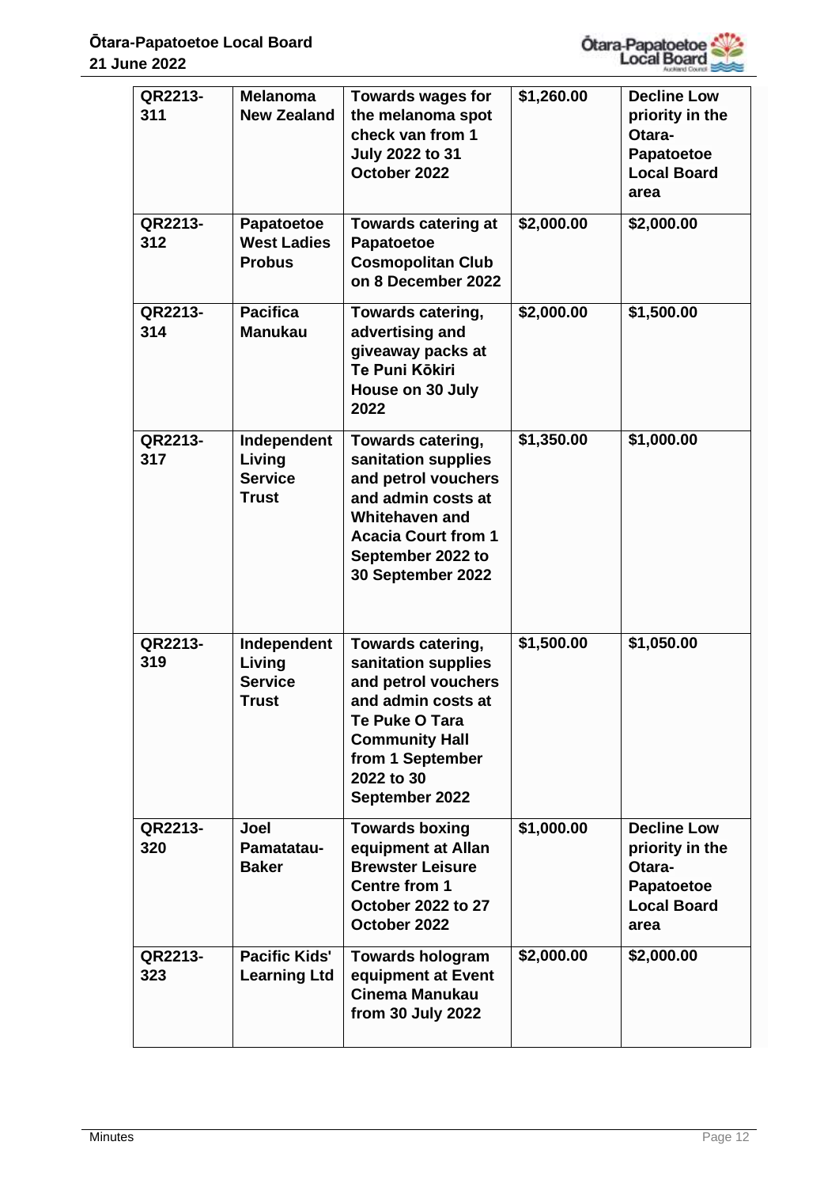| QR2213-311 | Melanoma New Zealand | Towards wages for the melanoma spot check van from 1 July 2022 to 31 October 2022 | $1,260.00 | Decline Low priority in the Otara-Papatoetoe Local Board area |
|---|---|---|---|---|
| QR2213-312 | Papatoetoe West Ladies Probus | Towards catering at Papatoetoe Cosmopolitan Club on 8 December 2022 | $2,000.00 | $2,000.00 |
| QR2213-314 | Pacifica Manukau | Towards catering, advertising and giveaway packs at Te Puni Kōkiri House on 30 July 2022 | $2,000.00 | $1,500.00 |
| QR2213-317 | Independent Living Service Trust | Towards catering, sanitation supplies and petrol vouchers and admin costs at Whitehaven and Acacia Court from 1 September 2022 to 30 September 2022 | $1,350.00 | $1,000.00 |
| QR2213-319 | Independent Living Service Trust | Towards catering, sanitation supplies and petrol vouchers and admin costs at Te Puke O Tara Community Hall from 1 September 2022 to 30 September 2022 | $1,500.00 | $1,050.00 |
| QR2213-320 | Joel Pamatatau-Baker | Towards boxing equipment at Allan Brewster Leisure Centre from 1 October 2022 to 27 October 2022 | $1,000.00 | Decline Low priority in the Otara-Papatoetoe Local Board area |
| QR2213-323 | Pacific Kids' Learning Ltd | Towards hologram equipment at Event Cinema Manukau from 30 July 2022 | $2,000.00 | $2,000.00 |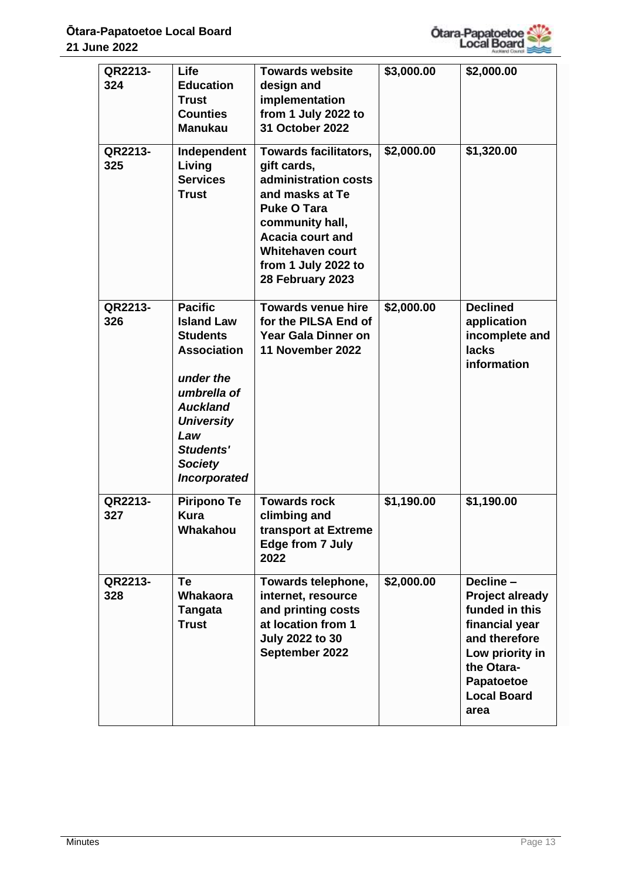| | | | | |
|---|---|---|---|---|
| **QR2213-324** | **Life Education Trust Counties Manukau** | **Towards website design and implementation from 1 July 2022 to 31 October 2022** | **$3,000.00** | **$2,000.00** |
| **QR2213-325** | **Independent Living Services Trust** | **Towards facilitators, gift cards, administration costs and masks at Te Puke O Tara community hall, Acacia court and Whitehaven court from 1 July 2022 to 28 February 2023** | **$2,000.00** | **$1,320.00** |
| **QR2213-326** | **Pacific Island Law Students Association** ***under the umbrella of Auckland University Law Students' Society Incorporated*** | **Towards venue hire for the PILSA End of Year Gala Dinner on 11 November 2022** | **$2,000.00** | **Declined application incomplete and lacks information** |
| **QR2213-327** | **Piripono Te Kura Whakahou** | **Towards rock climbing and transport at Extreme Edge from 7 July 2022** | **$1,190.00** | **$1,190.00** |
| **QR2213-328** | **Te Whakaora Tangata Trust** | **Towards telephone, internet, resource and printing costs at location from 1 July 2022 to 30 September 2022** | **$2,000.00** | **Decline – Project already funded in this financial year and therefore Low priority in the Otara-Papatoetoe Local Board area** |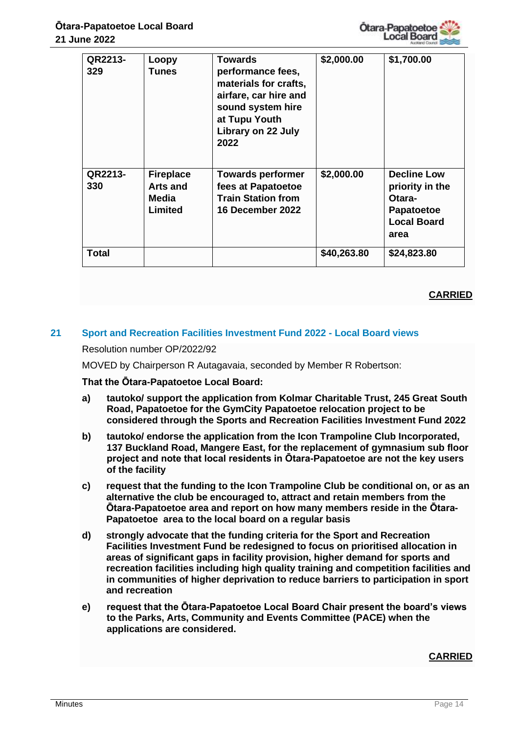| | | | | |
|---|---|---|---|---|
| **QR2213-329** | **Loopy Tunes** | **Towards performance fees, materials for crafts, airfare, car hire and sound system hire at Tupu Youth Library on 22 July 2022** | **$2,000.00** | **$1,700.00** |
| **QR2213-330** | **Fireplace Arts and Media Limited** | **Towards performer fees at Papatoetoe Train Station from 16 December 2022** | **$2,000.00** | **Decline Low priority in the Otara-Papatoetoe Local Board area** |
| **Total** | | | **$40,263.80** | **$24,823.80** |

**CARRIED**

## 21 Sport and Recreation Facilities Investment Fund 2022 - Local Board views

Resolution number OP/2022/92

MOVED by Chairperson R Autagavaia, seconded by Member R Robertson:

**That the Ōtara-Papatoetoe Local Board:**

**a) tautoko/ support the application from Kolmar Charitable Trust, 245 Great South Road, Papatoetoe for the GymCity Papatoetoe relocation project to be considered through the Sports and Recreation Facilities Investment Fund 2022**

**b) tautoko/ endorse the application from the Icon Trampoline Club Incorporated, 137 Buckland Road, Mangere East, for the replacement of gymnasium sub floor project and note that local residents in Ōtara-Papatoetoe are not the key users of the facility**

**c) request that the funding to the Icon Trampoline Club be conditional on, or as an alternative the club be encouraged to, attract and retain members from the Ōtara-Papatoetoe area and report on how many members reside in the Ōtara-Papatoetoe area to the local board on a regular basis**

**d) strongly advocate that the funding criteria for the Sport and Recreation Facilities Investment Fund be redesigned to focus on prioritised allocation in areas of significant gaps in facility provision, higher demand for sports and recreation facilities including high quality training and competition facilities and in communities of higher deprivation to reduce barriers to participation in sport and recreation**

**e) request that the Ōtara-Papatoetoe Local Board Chair present the board's views to the Parks, Arts, Community and Events Committee (PACE) when the applications are considered.**

**CARRIED**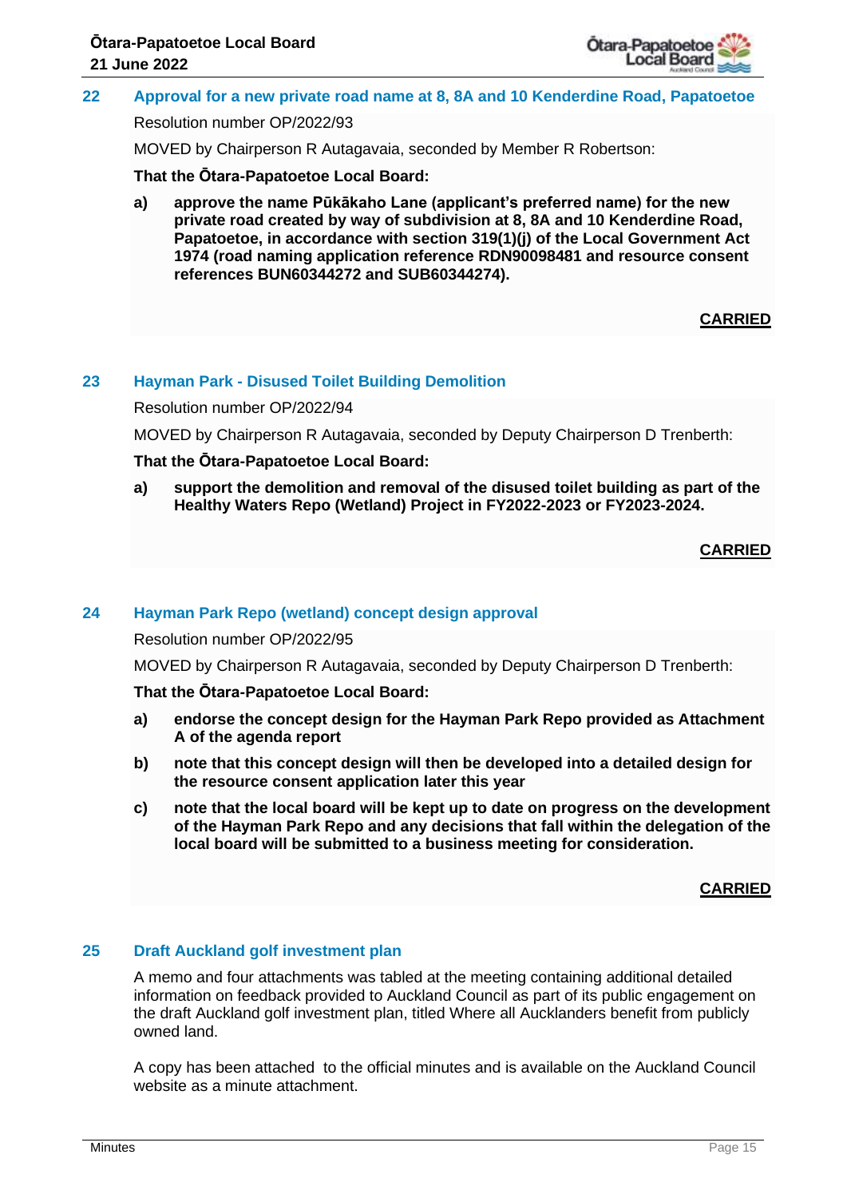## 22 Approval for a new private road name at 8, 8A and 10 Kenderdine Road, Papatoetoe

Resolution number OP/2022/93

MOVED by Chairperson R Autagavaia, seconded by Member R Robertson:

**That the Ōtara-Papatoetoe Local Board:**

**a) approve the name Pūkākaho Lane (applicant's preferred name) for the new private road created by way of subdivision at 8, 8A and 10 Kenderdine Road, Papatoetoe, in accordance with section 319(1)(j) of the Local Government Act 1974 (road naming application reference RDN90098481 and resource consent references BUN60344272 and SUB60344274).**

**CARRIED**

## 23 Hayman Park - Disused Toilet Building Demolition

Resolution number OP/2022/94

MOVED by Chairperson R Autagavaia, seconded by Deputy Chairperson D Trenberth:

**That the Ōtara-Papatoetoe Local Board:**

**a) support the demolition and removal of the disused toilet building as part of the Healthy Waters Repo (Wetland) Project in FY2022-2023 or FY2023-2024.**

**CARRIED**

## 24 Hayman Park Repo (wetland) concept design approval

Resolution number OP/2022/95

MOVED by Chairperson R Autagavaia, seconded by Deputy Chairperson D Trenberth:

**That the Ōtara-Papatoetoe Local Board:**

**a) endorse the concept design for the Hayman Park Repo provided as Attachment A of the agenda report**

**b) note that this concept design will then be developed into a detailed design for the resource consent application later this year**

**c) note that the local board will be kept up to date on progress on the development of the Hayman Park Repo and any decisions that fall within the delegation of the local board will be submitted to a business meeting for consideration.**

**CARRIED**

## 25 Draft Auckland golf investment plan

A memo and four attachments was tabled at the meeting containing additional detailed information on feedback provided to Auckland Council as part of its public engagement on the draft Auckland golf investment plan, titled Where all Aucklanders benefit from publicly owned land.

A copy has been attached to the official minutes and is available on the Auckland Council website as a minute attachment.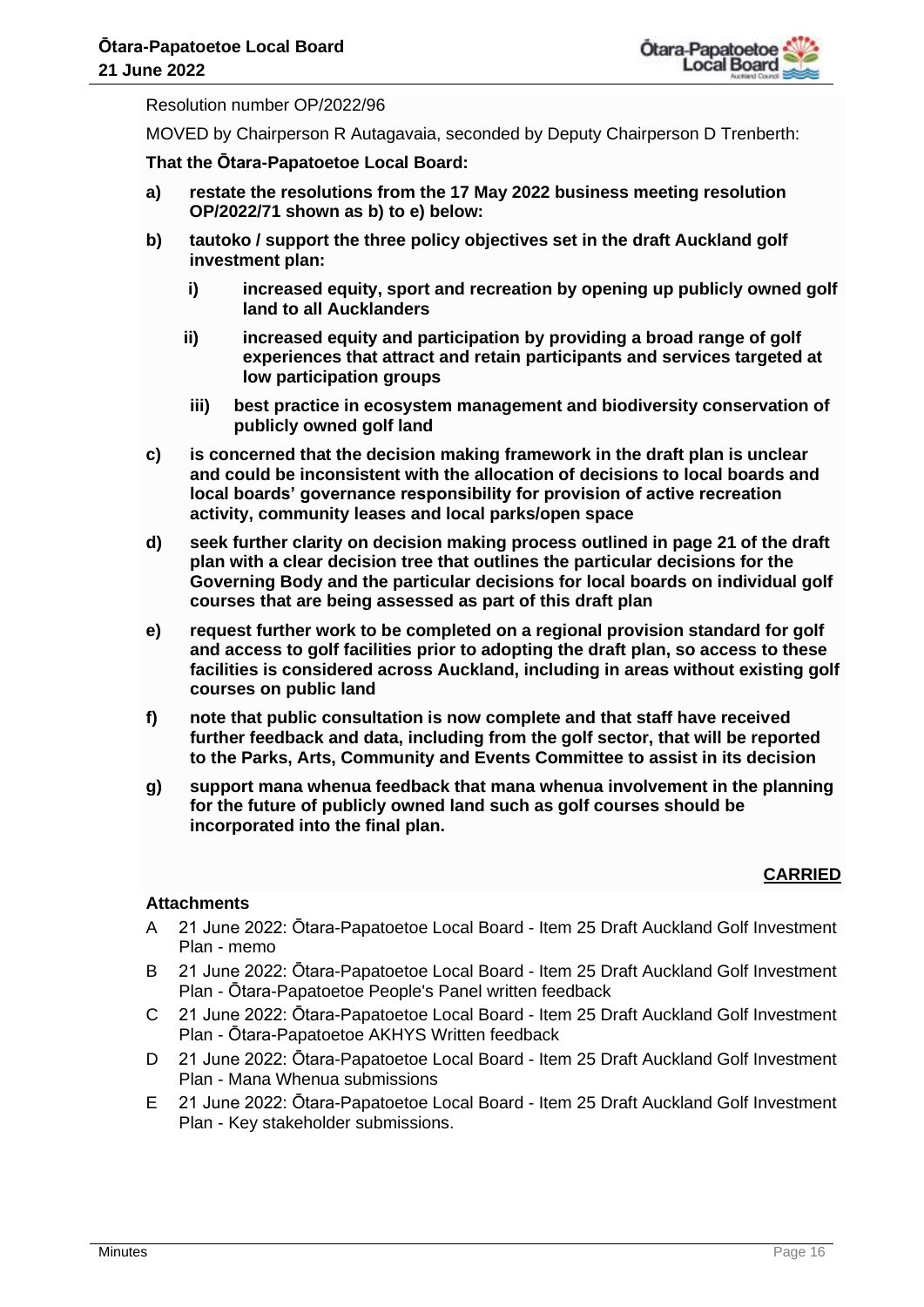Resolution number OP/2022/96

MOVED by Chairperson R Autagavaia, seconded by Deputy Chairperson D Trenberth:

**That the Ōtara-Papatoetoe Local Board:**

**a) restate the resolutions from the 17 May 2022 business meeting resolution OP/2022/71 shown as b) to e) below:**

**b) tautoko / support the three policy objectives set in the draft Auckland golf investment plan:**

**i) increased equity, sport and recreation by opening up publicly owned golf land to all Aucklanders**

**ii) increased equity and participation by providing a broad range of golf experiences that attract and retain participants and services targeted at low participation groups**

**iii) best practice in ecosystem management and biodiversity conservation of publicly owned golf land**

**c) is concerned that the decision making framework in the draft plan is unclear and could be inconsistent with the allocation of decisions to local boards and local boards' governance responsibility for provision of active recreation activity, community leases and local parks/open space**

**d) seek further clarity on decision making process outlined in page 21 of the draft plan with a clear decision tree that outlines the particular decisions for the Governing Body and the particular decisions for local boards on individual golf courses that are being assessed as part of this draft plan**

**e) request further work to be completed on a regional provision standard for golf and access to golf facilities prior to adopting the draft plan, so access to these facilities is considered across Auckland, including in areas without existing golf courses on public land**

**f) note that public consultation is now complete and that staff have received further feedback and data, including from the golf sector, that will be reported to the Parks, Arts, Community and Events Committee to assist in its decision**

**g) support mana whenua feedback that mana whenua involvement in the planning for the future of publicly owned land such as golf courses should be incorporated into the final plan.**

**CARRIED**

**Attachments**

A 21 June 2022: Ōtara-Papatoetoe Local Board - Item 25 Draft Auckland Golf Investment Plan - memo

B 21 June 2022: Ōtara-Papatoetoe Local Board - Item 25 Draft Auckland Golf Investment Plan - Ōtara-Papatoetoe People's Panel written feedback

C 21 June 2022: Ōtara-Papatoetoe Local Board - Item 25 Draft Auckland Golf Investment Plan - Ōtara-Papatoetoe AKHYS Written feedback

D 21 June 2022: Ōtara-Papatoetoe Local Board - Item 25 Draft Auckland Golf Investment Plan - Mana Whenua submissions

E 21 June 2022: Ōtara-Papatoetoe Local Board - Item 25 Draft Auckland Golf Investment Plan - Key stakeholder submissions.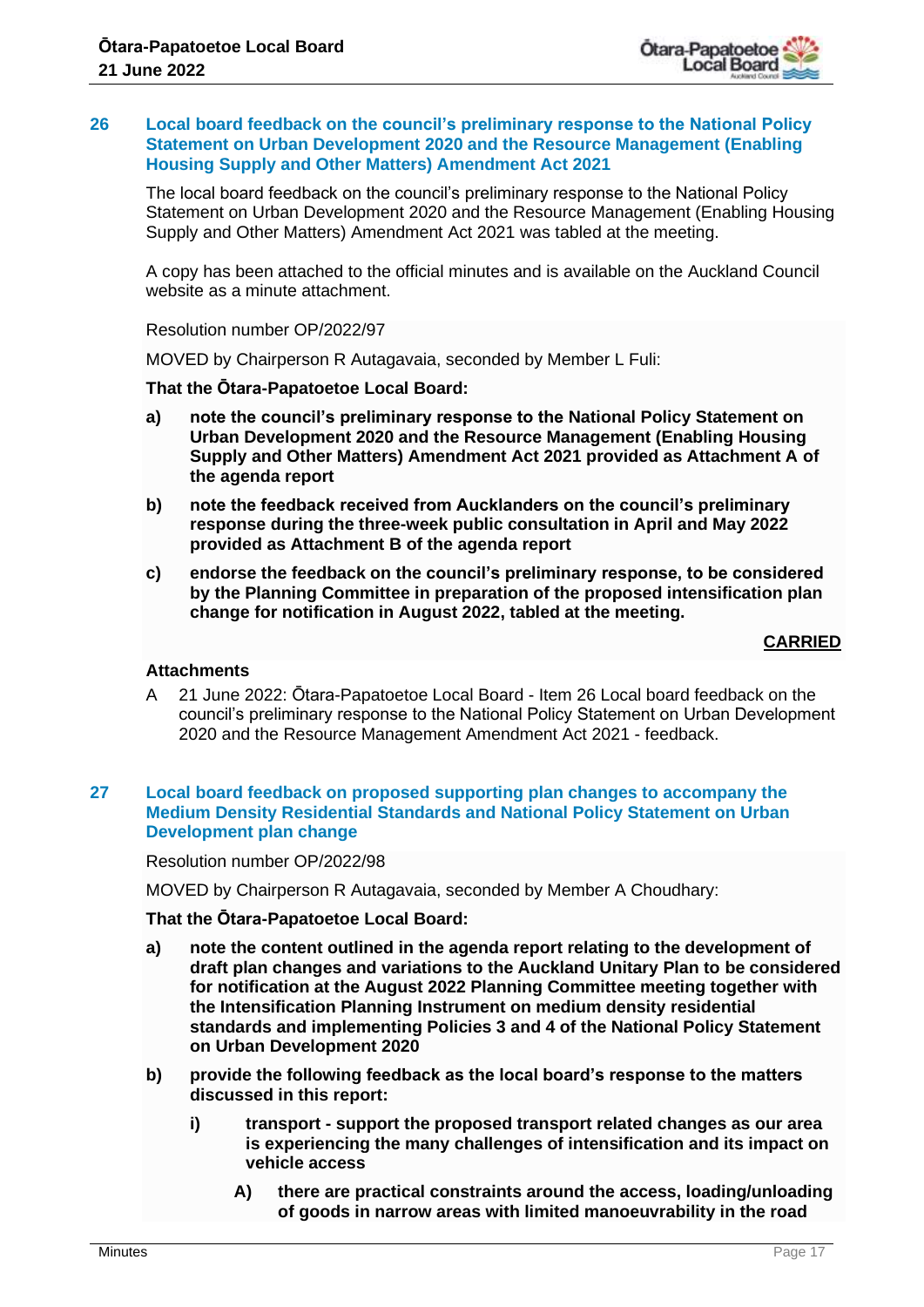## 26 Local board feedback on the council's preliminary response to the National Policy Statement on Urban Development 2020 and the Resource Management (Enabling Housing Supply and Other Matters) Amendment Act 2021

The local board feedback on the council's preliminary response to the National Policy Statement on Urban Development 2020 and the Resource Management (Enabling Housing Supply and Other Matters) Amendment Act 2021 was tabled at the meeting.

A copy has been attached to the official minutes and is available on the Auckland Council website as a minute attachment.

Resolution number OP/2022/97

MOVED by Chairperson R Autagavaia, seconded by Member L Fuli:

**That the Ōtara-Papatoetoe Local Board:**

**a) note the council's preliminary response to the National Policy Statement on Urban Development 2020 and the Resource Management (Enabling Housing Supply and Other Matters) Amendment Act 2021 provided as Attachment A of the agenda report**

**b) note the feedback received from Aucklanders on the council's preliminary response during the three-week public consultation in April and May 2022 provided as Attachment B of the agenda report**

**c) endorse the feedback on the council's preliminary response, to be considered by the Planning Committee in preparation of the proposed intensification plan change for notification in August 2022, tabled at the meeting.**

**CARRIED**

**Attachments**

A 21 June 2022: Ōtara-Papatoetoe Local Board - Item 26 Local board feedback on the council's preliminary response to the National Policy Statement on Urban Development 2020 and the Resource Management Amendment Act 2021 - feedback.

## 27 Local board feedback on proposed supporting plan changes to accompany the Medium Density Residential Standards and National Policy Statement on Urban Development plan change

Resolution number OP/2022/98

MOVED by Chairperson R Autagavaia, seconded by Member A Choudhary:

**That the Ōtara-Papatoetoe Local Board:**

**a) note the content outlined in the agenda report relating to the development of draft plan changes and variations to the Auckland Unitary Plan to be considered for notification at the August 2022 Planning Committee meeting together with the Intensification Planning Instrument on medium density residential standards and implementing Policies 3 and 4 of the National Policy Statement on Urban Development 2020**

**b) provide the following feedback as the local board's response to the matters discussed in this report:**

**i) transport - support the proposed transport related changes as our area is experiencing the many challenges of intensification and its impact on vehicle access**

**A) there are practical constraints around the access, loading/unloading of goods in narrow areas with limited manoeuvrability in the road**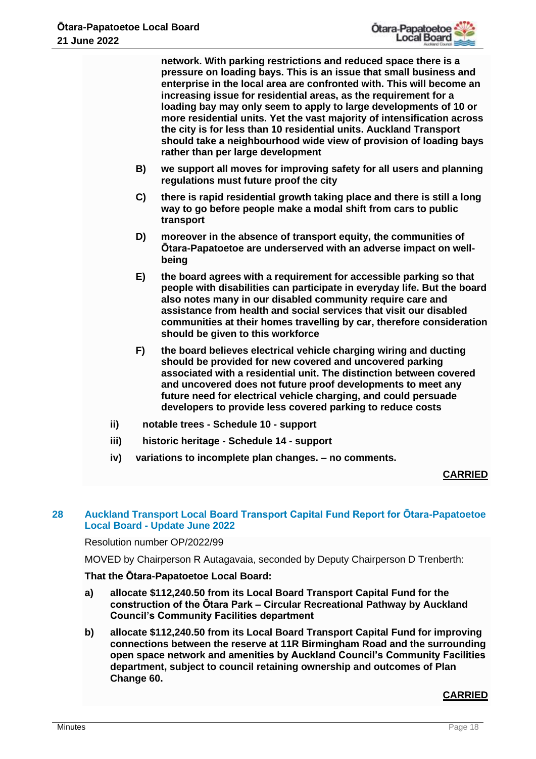**network. With parking restrictions and reduced space there is a pressure on loading bays. This is an issue that small business and enterprise in the local area are confronted with. This will become an increasing issue for residential areas, as the requirement for a loading bay may only seem to apply to large developments of 10 or more residential units. Yet the vast majority of intensification across the city is for less than 10 residential units. Auckland Transport should take a neighbourhood wide view of provision of loading bays rather than per large development**

- **B) we support all moves for improving safety for all users and planning regulations must future proof the city**
- **C) there is rapid residential growth taking place and there is still a long way to go before people make a modal shift from cars to public transport**
- **D) moreover in the absence of transport equity, the communities of Ōtara-Papatoetoe are underserved with an adverse impact on well-being**
- **E) the board agrees with a requirement for accessible parking so that people with disabilities can participate in everyday life. But the board also notes many in our disabled community require care and assistance from health and social services that visit our disabled communities at their homes travelling by car, therefore consideration should be given to this workforce**
- **F) the board believes electrical vehicle charging wiring and ducting should be provided for new covered and uncovered parking associated with a residential unit. The distinction between covered and uncovered does not future proof developments to meet any future need for electrical vehicle charging, and could persuade developers to provide less covered parking to reduce costs**

- **ii) notable trees - Schedule 10 - support**
- **iii) historic heritage - Schedule 14 - support**
- **iv) variations to incomplete plan changes. – no comments.**

**CARRIED**

## 28 Auckland Transport Local Board Transport Capital Fund Report for Ōtara-Papatoetoe Local Board - Update June 2022

Resolution number OP/2022/99

MOVED by Chairperson R Autagavaia, seconded by Deputy Chairperson D Trenberth:

**That the Ōtara-Papatoetoe Local Board:**

- **a) allocate $112,240.50 from its Local Board Transport Capital Fund for the construction of the Ōtara Park – Circular Recreational Pathway by Auckland Council's Community Facilities department**
- **b) allocate $112,240.50 from its Local Board Transport Capital Fund for improving connections between the reserve at 11R Birmingham Road and the surrounding open space network and amenities by Auckland Council's Community Facilities department, subject to council retaining ownership and outcomes of Plan Change 60.**

**CARRIED**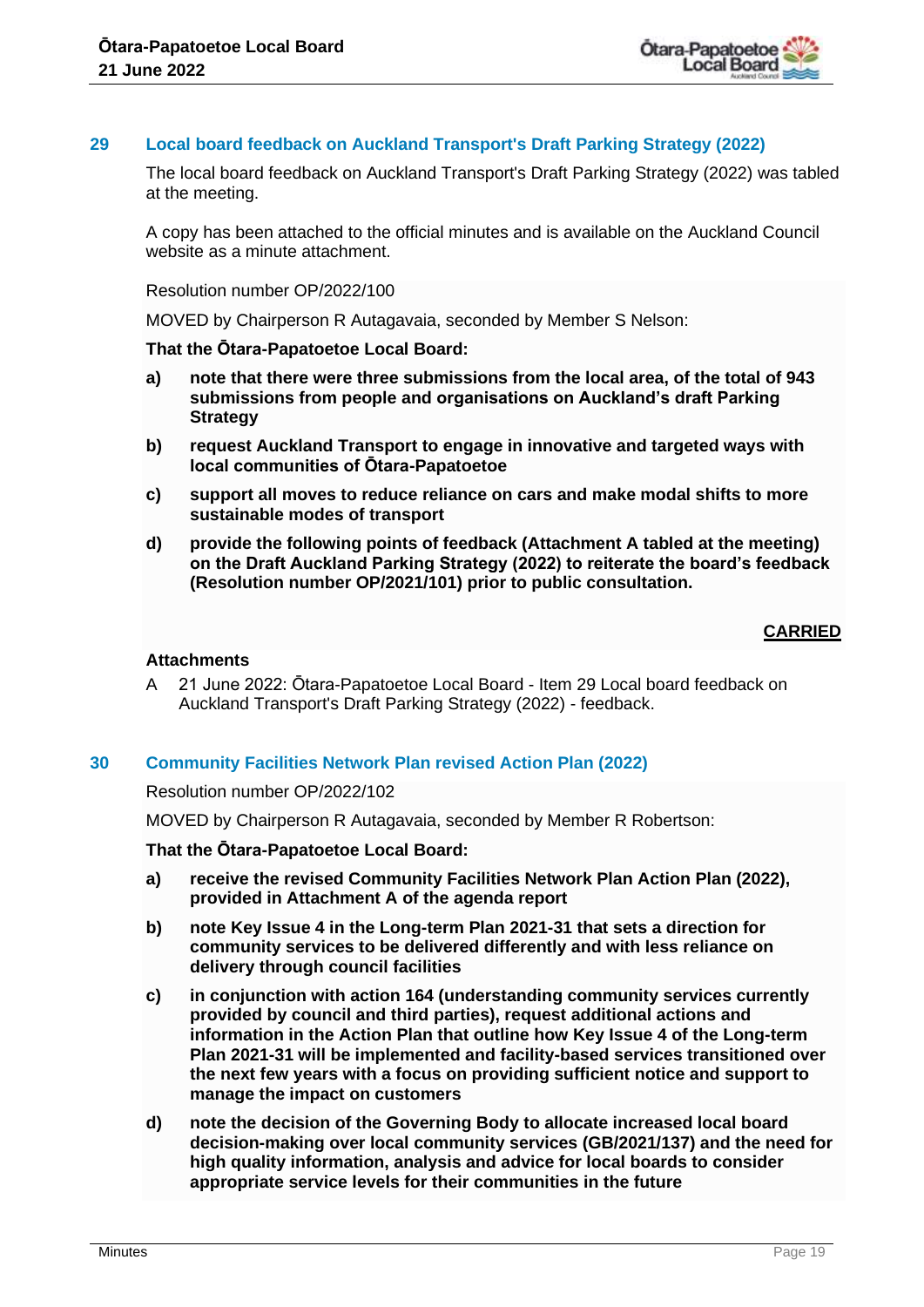## 29 Local board feedback on Auckland Transport's Draft Parking Strategy (2022)

The local board feedback on Auckland Transport's Draft Parking Strategy (2022) was tabled at the meeting.

A copy has been attached to the official minutes and is available on the Auckland Council website as a minute attachment.

Resolution number OP/2022/100

MOVED by Chairperson R Autagavaia, seconded by Member S Nelson:

**That the Ōtara-Papatoetoe Local Board:**

- **a)** **note that there were three submissions from the local area, of the total of 943 submissions from people and organisations on Auckland's draft Parking Strategy**
- **b)** **request Auckland Transport to engage in innovative and targeted ways with local communities of Ōtara-Papatoetoe**
- **c)** **support all moves to reduce reliance on cars and make modal shifts to more sustainable modes of transport**
- **d)** **provide the following points of feedback (Attachment A tabled at the meeting) on the Draft Auckland Parking Strategy (2022) to reiterate the board's feedback (Resolution number OP/2021/101) prior to public consultation.**

**CARRIED**

**Attachments**

A 21 June 2022: Ōtara-Papatoetoe Local Board - Item 29 Local board feedback on Auckland Transport's Draft Parking Strategy (2022) - feedback.

## 30 Community Facilities Network Plan revised Action Plan (2022)

Resolution number OP/2022/102

MOVED by Chairperson R Autagavaia, seconded by Member R Robertson:

**That the Ōtara-Papatoetoe Local Board:**

- **a)** **receive the revised Community Facilities Network Plan Action Plan (2022), provided in Attachment A of the agenda report**
- **b)** **note Key Issue 4 in the Long-term Plan 2021-31 that sets a direction for community services to be delivered differently and with less reliance on delivery through council facilities**
- **c)** **in conjunction with action 164 (understanding community services currently provided by council and third parties), request additional actions and information in the Action Plan that outline how Key Issue 4 of the Long-term Plan 2021-31 will be implemented and facility-based services transitioned over the next few years with a focus on providing sufficient notice and support to manage the impact on customers**
- **d)** **note the decision of the Governing Body to allocate increased local board decision-making over local community services (GB/2021/137) and the need for high quality information, analysis and advice for local boards to consider appropriate service levels for their communities in the future**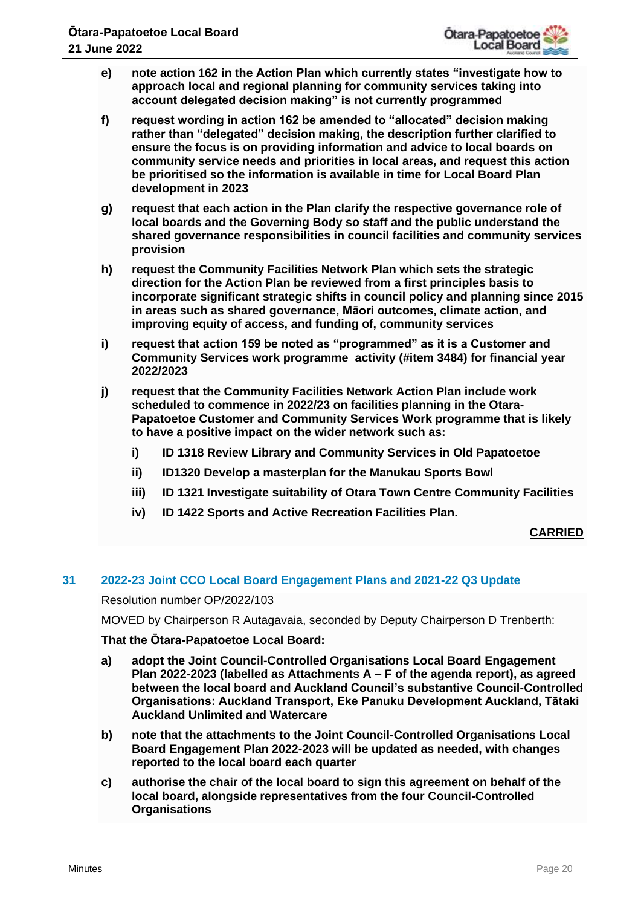e) **note action 162 in the Action Plan which currently states "investigate how to approach local and regional planning for community services taking into account delegated decision making" is not currently programmed**

f) **request wording in action 162 be amended to "allocated" decision making rather than "delegated" decision making, the description further clarified to ensure the focus is on providing information and advice to local boards on community service needs and priorities in local areas, and request this action be prioritised so the information is available in time for Local Board Plan development in 2023**

g) **request that each action in the Plan clarify the respective governance role of local boards and the Governing Body so staff and the public understand the shared governance responsibilities in council facilities and community services provision**

h) **request the Community Facilities Network Plan which sets the strategic direction for the Action Plan be reviewed from a first principles basis to incorporate significant strategic shifts in council policy and planning since 2015 in areas such as shared governance, Māori outcomes, climate action, and improving equity of access, and funding of, community services**

i) **request that action 159 be noted as "programmed" as it is a Customer and Community Services work programme activity (#item 3484) for financial year 2022/2023**

j) **request that the Community Facilities Network Action Plan include work scheduled to commence in 2022/23 on facilities planning in the Otara-Papatoetoe Customer and Community Services Work programme that is likely to have a positive impact on the wider network such as:**

   i) **ID 1318 Review Library and Community Services in Old Papatoetoe**

   ii) **ID1320 Develop a masterplan for the Manukau Sports Bowl**

   iii) **ID 1321 Investigate suitability of Otara Town Centre Community Facilities**

   iv) **ID 1422 Sports and Active Recreation Facilities Plan.**

**CARRIED**

## 31 2022-23 Joint CCO Local Board Engagement Plans and 2021-22 Q3 Update

Resolution number OP/2022/103

MOVED by Chairperson R Autagavaia, seconded by Deputy Chairperson D Trenberth:

**That the Ōtara-Papatoetoe Local Board:**

a) **adopt the Joint Council-Controlled Organisations Local Board Engagement Plan 2022-2023 (labelled as Attachments A – F of the agenda report), as agreed between the local board and Auckland Council's substantive Council-Controlled Organisations: Auckland Transport, Eke Panuku Development Auckland, Tātaki Auckland Unlimited and Watercare**

b) **note that the attachments to the Joint Council-Controlled Organisations Local Board Engagement Plan 2022-2023 will be updated as needed, with changes reported to the local board each quarter**

c) **authorise the chair of the local board to sign this agreement on behalf of the local board, alongside representatives from the four Council-Controlled Organisations**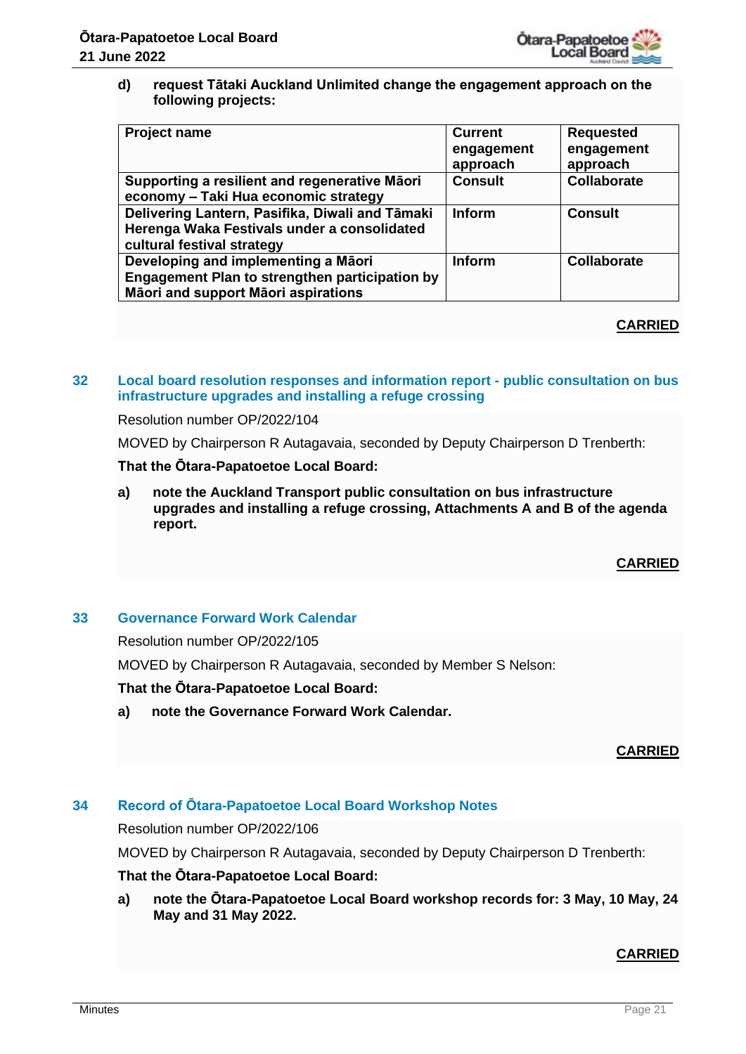d) **request Tātaki Auckland Unlimited change the engagement approach on the following projects:**

| Project name | Current engagement approach | Requested engagement approach |
|---|---|---|
| **Supporting a resilient and regenerative Māori economy – Taki Hua economic strategy** | **Consult** | **Collaborate** |
| **Delivering Lantern, Pasifika, Diwali and Tāmaki Herenga Waka Festivals under a consolidated cultural festival strategy** | **Inform** | **Consult** |
| **Developing and implementing a Māori Engagement Plan to strengthen participation by Māori and support Māori aspirations** | **Inform** | **Collaborate** |

**CARRIED**

## 32 Local board resolution responses and information report - public consultation on bus infrastructure upgrades and installing a refuge crossing

Resolution number OP/2022/104

MOVED by Chairperson R Autagavaia, seconded by Deputy Chairperson D Trenberth:

**That the Ōtara-Papatoetoe Local Board:**

a) **note the Auckland Transport public consultation on bus infrastructure upgrades and installing a refuge crossing, Attachments A and B of the agenda report.**

**CARRIED**

## 33 Governance Forward Work Calendar

Resolution number OP/2022/105

MOVED by Chairperson R Autagavaia, seconded by Member S Nelson:

**That the Ōtara-Papatoetoe Local Board:**

a) **note the Governance Forward Work Calendar.**

**CARRIED**

## 34 Record of Ōtara-Papatoetoe Local Board Workshop Notes

Resolution number OP/2022/106

MOVED by Chairperson R Autagavaia, seconded by Deputy Chairperson D Trenberth:

**That the Ōtara-Papatoetoe Local Board:**

a) **note the Ōtara-Papatoetoe Local Board workshop records for: 3 May, 10 May, 24 May and 31 May 2022.**

**CARRIED**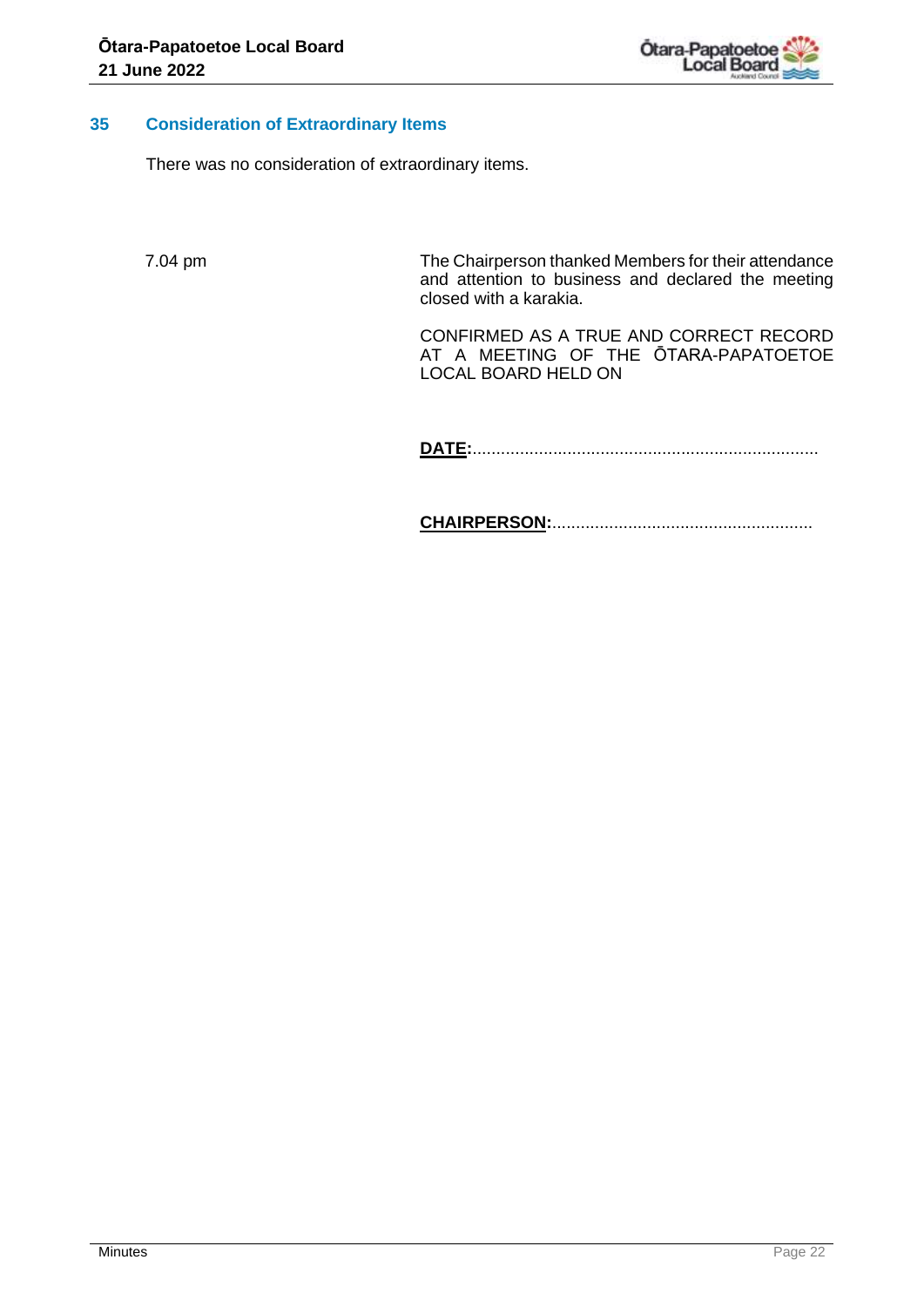## 35 Consideration of Extraordinary Items

There was no consideration of extraordinary items.

7.04 pm

The Chairperson thanked Members for their attendance and attention to business and declared the meeting closed with a karakia.

CONFIRMED AS A TRUE AND CORRECT RECORD AT A MEETING OF THE ŌTARA-PAPATOETOE LOCAL BOARD HELD ON

**DATE:**.........................................................................

**CHAIRPERSON:**.......................................................